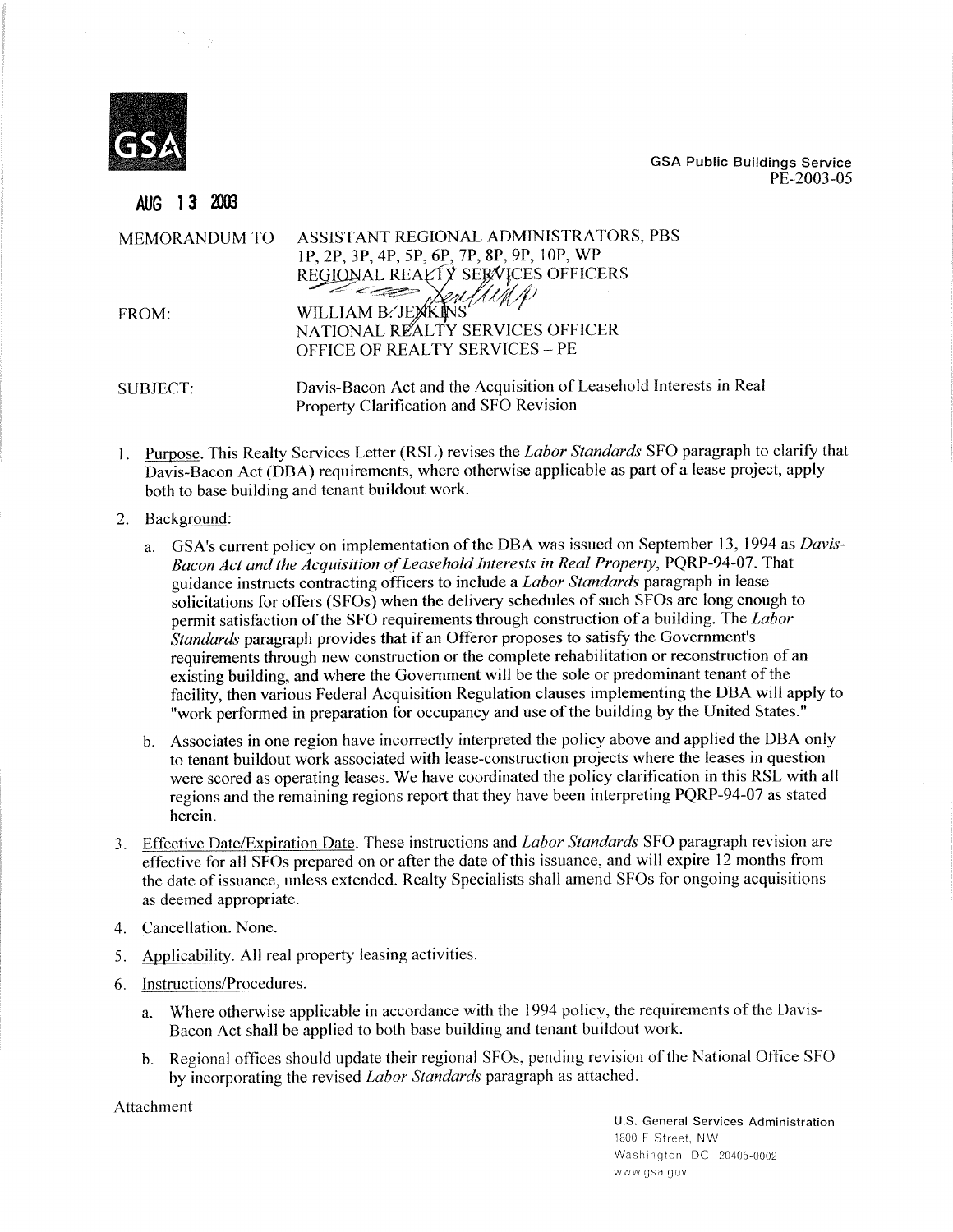GSA

GSA Public Buildings Service
PE-2003-05

AUG 13 2003

MEMORANDUM TO: ASSISTANT REGIONAL ADMINISTRATORS, PBS
1P, 2P, 3P, 4P, 5P, 6P, 7P, 8P, 9P, 10P, WP
REGIONAL REALTY SERVICES OFFICERS

FROM: WILLIAM B. JENKINS
NATIONAL REALTY SERVICES OFFICER
OFFICE OF REALTY SERVICES – PE

SUBJECT: Davis-Bacon Act and the Acquisition of Leasehold Interests in Real Property Clarification and SFO Revision

1. Purpose. This Realty Services Letter (RSL) revises the *Labor Standards* SFO paragraph to clarify that Davis-Bacon Act (DBA) requirements, where otherwise applicable as part of a lease project, apply both to base building and tenant buildout work.

2. Background:

   a. GSA's current policy on implementation of the DBA was issued on September 13, 1994 as *Davis-Bacon Act and the Acquisition of Leasehold Interests in Real Property*, PQRP-94-07. That guidance instructs contracting officers to include a *Labor Standards* paragraph in lease solicitations for offers (SFOs) when the delivery schedules of such SFOs are long enough to permit satisfaction of the SFO requirements through construction of a building. The *Labor Standards* paragraph provides that if an Offeror proposes to satisfy the Government's requirements through new construction or the complete rehabilitation or reconstruction of an existing building, and where the Government will be the sole or predominant tenant of the facility, then various Federal Acquisition Regulation clauses implementing the DBA will apply to "work performed in preparation for occupancy and use of the building by the United States."

   b. Associates in one region have incorrectly interpreted the policy above and applied the DBA only to tenant buildout work associated with lease-construction projects where the leases in question were scored as operating leases. We have coordinated the policy clarification in this RSL with all regions and the remaining regions report that they have been interpreting PQRP-94-07 as stated herein.

3. Effective Date/Expiration Date. These instructions and *Labor Standards* SFO paragraph revision are effective for all SFOs prepared on or after the date of this issuance, and will expire 12 months from the date of issuance, unless extended. Realty Specialists shall amend SFOs for ongoing acquisitions as deemed appropriate.

4. Cancellation. None.

5. Applicability. All real property leasing activities.

6. Instructions/Procedures.

   a. Where otherwise applicable in accordance with the 1994 policy, the requirements of the Davis-Bacon Act shall be applied to both base building and tenant buildout work.

   b. Regional offices should update their regional SFOs, pending revision of the National Office SFO by incorporating the revised *Labor Standards* paragraph as attached.

Attachment

U.S. General Services Administration
1800 F Street, NW
Washington, DC 20405-0002
www.gsa.gov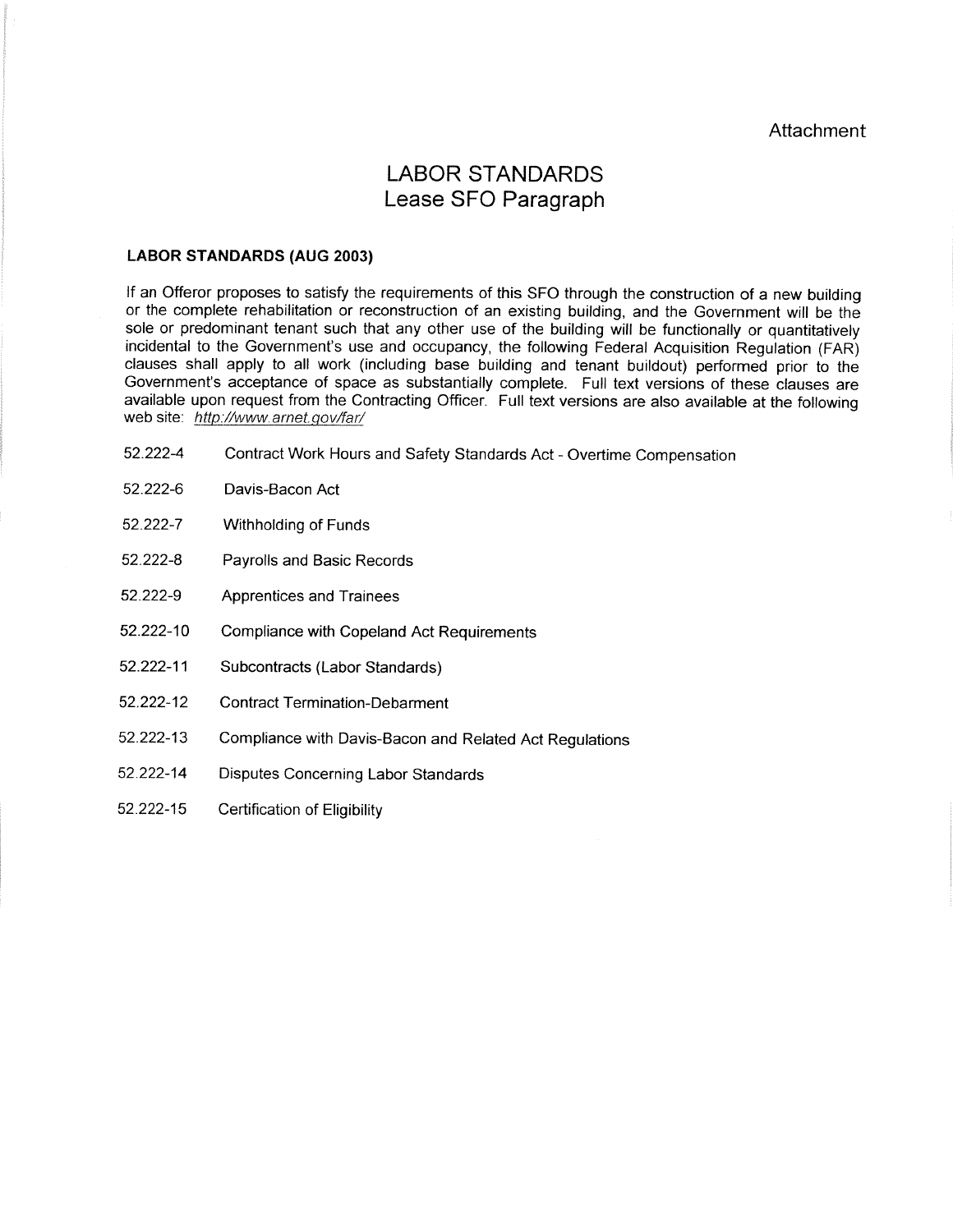Attachment

# LABOR STANDARDS
# Lease SFO Paragraph

**LABOR STANDARDS (AUG 2003)**

If an Offeror proposes to satisfy the requirements of this SFO through the construction of a new building or the complete rehabilitation or reconstruction of an existing building, and the Government will be the sole or predominant tenant such that any other use of the building will be functionally or quantitatively incidental to the Government's use and occupancy, the following Federal Acquisition Regulation (FAR) clauses shall apply to all work (including base building and tenant buildout) performed prior to the Government's acceptance of space as substantially complete. Full text versions of these clauses are available upon request from the Contracting Officer. Full text versions are also available at the following web site: *http://www.arnet.gov/far/*

- 52.222-4 Contract Work Hours and Safety Standards Act - Overtime Compensation
- 52.222-6 Davis-Bacon Act
- 52.222-7 Withholding of Funds
- 52.222-8 Payrolls and Basic Records
- 52.222-9 Apprentices and Trainees
- 52.222-10 Compliance with Copeland Act Requirements
- 52.222-11 Subcontracts (Labor Standards)
- 52.222-12 Contract Termination-Debarment
- 52.222-13 Compliance with Davis-Bacon and Related Act Regulations
- 52.222-14 Disputes Concerning Labor Standards
- 52.222-15 Certification of Eligibility